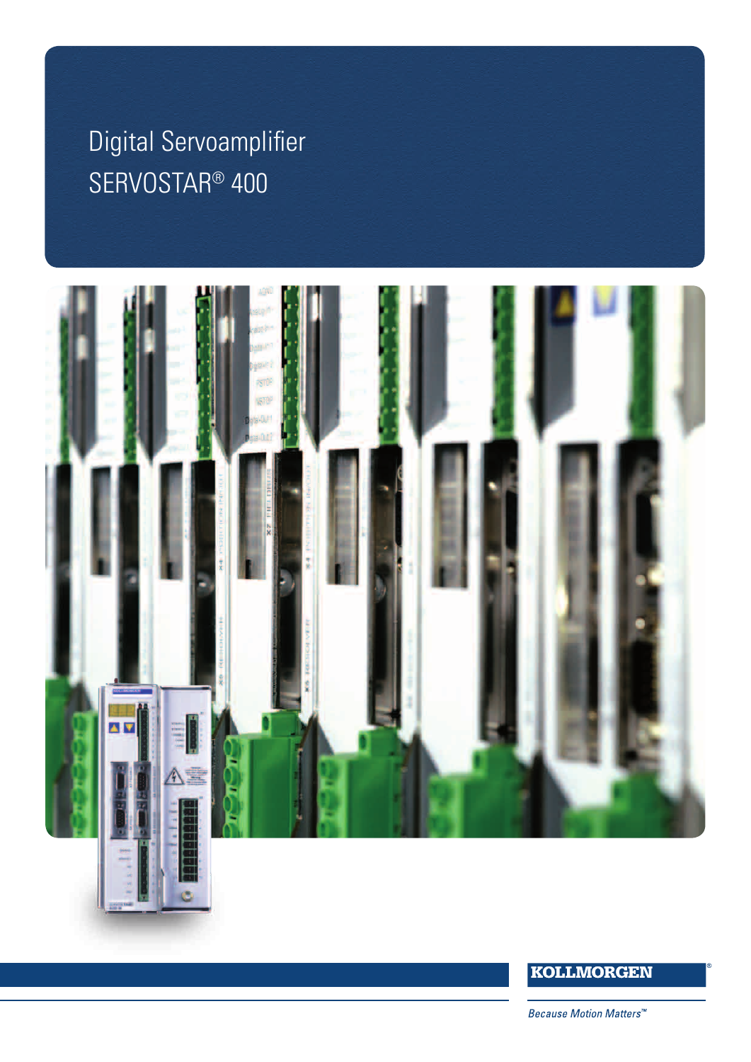# Digital Servoamplifier

# SERVOSTAR® 400

KOLLMORGEN®

*Because Motion Matters™*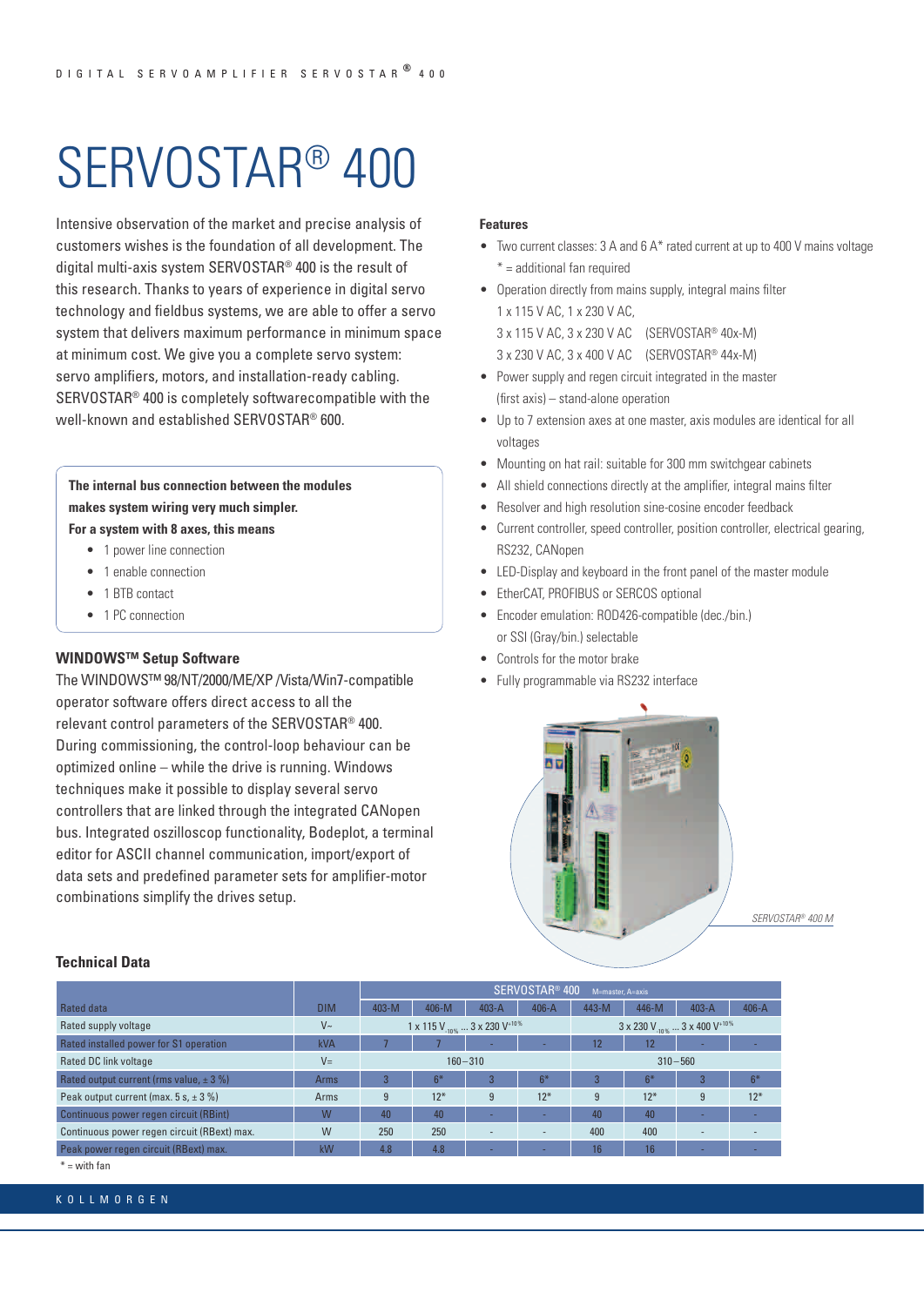# SERVOSTAR® 400

Intensive observation of the market and precise analysis of customers wishes is the foundation of all development. The digital multi-axis system SERVOSTAR® 400 is the result of this research. Thanks to years of experience in digital servo technology and fieldbus systems, we are able to offer a servo system that delivers maximum performance in minimum space at minimum cost. We give you a complete servo system: servo amplifiers, motors, and installation-ready cabling. SERVOSTAR® 400 is completely softwarecompatible with the well-known and established SERVOSTAR® 600.

**The internal bus connection between the modules makes system wiring very much simpler.**
**For a system with 8 axes, this means**

- 1 power line connection
- 1 enable connection
- 1 BTB contact
- 1 PC connection

### WINDOWS™ Setup Software

The WINDOWS™ 98/NT/2000/ME/XP /Vista/Win7-compatible operator software offers direct access to all the relevant control parameters of the SERVOSTAR® 400. During commissioning, the control-loop behaviour can be optimized online – while the drive is running. Windows techniques make it possible to display several servo controllers that are linked through the integrated CANopen bus. Integrated oszilloscop functionality, Bodeplot, a terminal editor for ASCII channel communication, import/export of data sets and predefined parameter sets for amplifier-motor combinations simplify the drives setup.

### Features

- Two current classes: 3 A and 6 A* rated current at up to 400 V mains voltage
  * = additional fan required
- Operation directly from mains supply, integral mains filter
  1 x 115 V AC, 1 x 230 V AC,
  3 x 115 V AC, 3 x 230 V AC (SERVOSTAR® 40x-M)
  3 x 230 V AC, 3 x 400 V AC (SERVOSTAR® 44x-M)
- Power supply and regen circuit integrated in the master (first axis) – stand-alone operation
- Up to 7 extension axes at one master, axis modules are identical for all voltages
- Mounting on hat rail: suitable for 300 mm switchgear cabinets
- All shield connections directly at the amplifier, integral mains filter
- Resolver and high resolution sine-cosine encoder feedback
- Current controller, speed controller, position controller, electrical gearing, RS232, CANopen
- LED-Display and keyboard in the front panel of the master module
- EtherCAT, PROFIBUS or SERCOS optional
- Encoder emulation: ROD426-compatible (dec./bin.) or SSI (Gray/bin.) selectable
- Controls for the motor brake
- Fully programmable via RS232 interface

*SERVOSTAR® 400 M*

### Technical Data

| | | SERVOSTAR® 400 M=master, A=axis | | | | | | | |
|---|---|---|---|---|---|---|---|---|---|
| Rated data | DIM | 403-M | 406-M | 403-A | 406-A | 443-M | 446-M | 403-A | 406-A |
| Rated supply voltage | V~ | 1 x 115 V $_{-10\%}$ ... 3 x 230 V$^{+10\%}$ | | | | 3 x 230 V $_{-10\%}$ ... 3 x 400 V$^{+10\%}$ | | | |
| Rated installed power for S1 operation | kVA | 7 | 7 | - | - | 12 | 12 | - | - |
| Rated DC link voltage | V= | 160 – 310 | | | | 310 – 560 | | | |
| Rated output current (rms value, ± 3 %) | Arms | 3 | 6* | 3 | 6* | 3 | 6* | 3 | 6* |
| Peak output current (max. 5 s, ± 3 %) | Arms | 9 | 12* | 9 | 12* | 9 | 12* | 9 | 12* |
| Continuous power regen circuit (RBint) | W | 40 | 40 | - | - | 40 | 40 | - | - |
| Continuous power regen circuit (RBext) max. | W | 250 | 250 | - | - | 400 | 400 | - | - |
| Peak power regen circuit (RBext) max. | kW | 4.8 | 4.8 | - | - | 16 | 16 | - | - |

* = with fan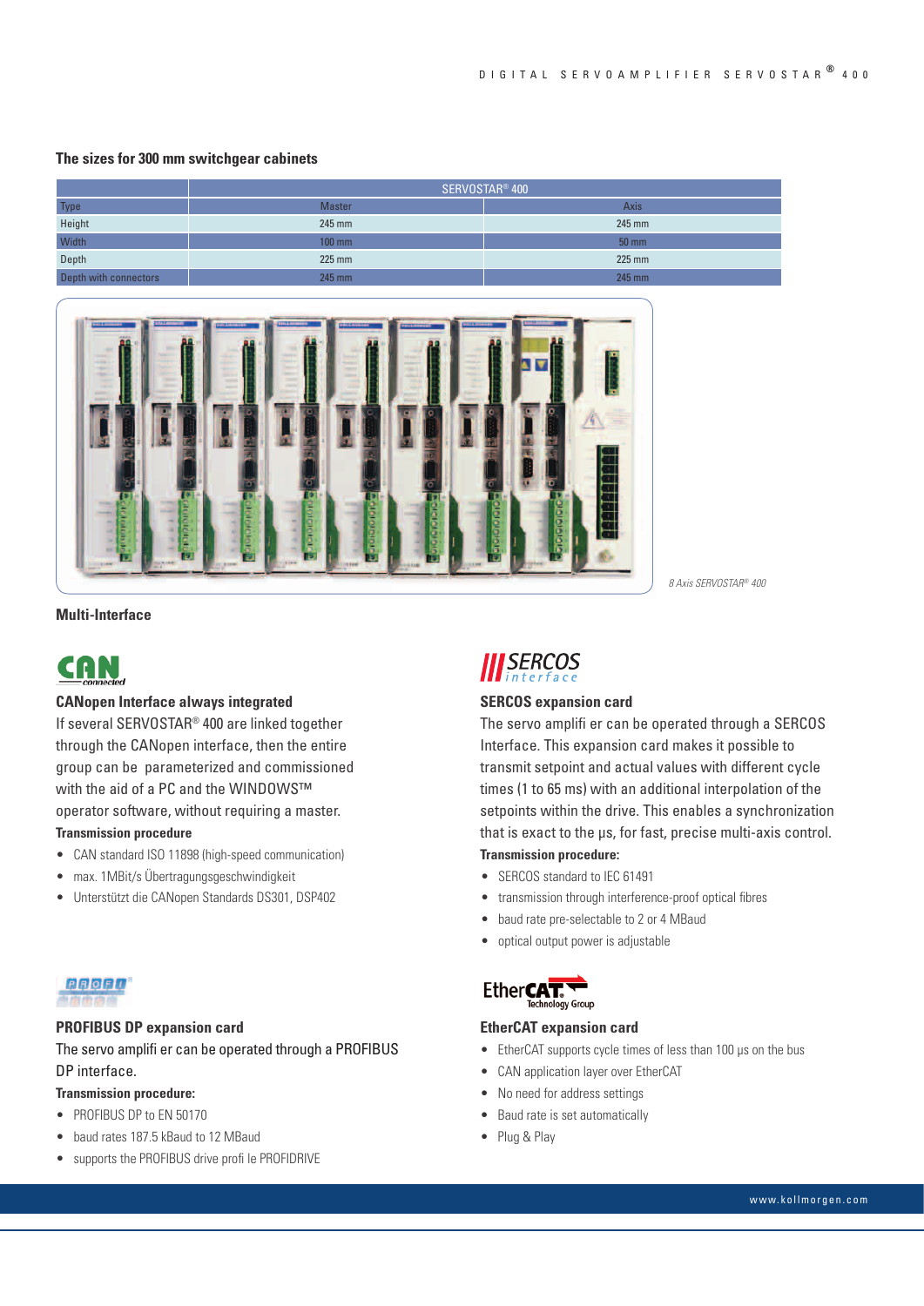### The sizes for 300 mm switchgear cabinets

| | SERVOSTAR® 400 | |
|---|---|---|
| Type | Master | Axis |
| Height | 245 mm | 245 mm |
| Width | 100 mm | 50 mm |
| Depth | 225 mm | 225 mm |
| Depth with connectors | 245 mm | 245 mm |

*8 Axis SERVOSTAR® 400*

## Multi-Interface

### CANopen Interface always integrated

If several SERVOSTAR® 400 are linked together through the CANopen interface, then the entire group can be parameterized and commissioned with the aid of a PC and the WINDOWS™ operator software, without requiring a master.

**Transmission procedure**

- CAN standard ISO 11898 (high-speed communication)
- max. 1MBit/s Übertragungsgeschwindigkeit
- Unterstützt die CANopen Standards DS301, DSP402

### SERCOS expansion card

The servo amplifi er can be operated through a SERCOS Interface. This expansion card makes it possible to transmit setpoint and actual values with different cycle times (1 to 65 ms) with an additional interpolation of the setpoints within the drive. This enables a synchronization that is exact to the µs, for fast, precise multi-axis control.

**Transmission procedure:**

- SERCOS standard to IEC 61491
- transmission through interference-proof optical fibres
- baud rate pre-selectable to 2 or 4 MBaud
- optical output power is adjustable

### PROFIBUS DP expansion card

The servo amplifi er can be operated through a PROFIBUS DP interface.

**Transmission procedure:**

- PROFIBUS DP to EN 50170
- baud rates 187.5 kBaud to 12 MBaud
- supports the PROFIBUS drive profi le PROFIDRIVE

### EtherCAT expansion card

- EtherCAT supports cycle times of less than 100 µs on the bus
- CAN application layer over EtherCAT
- No need for address settings
- Baud rate is set automatically
- Plug & Play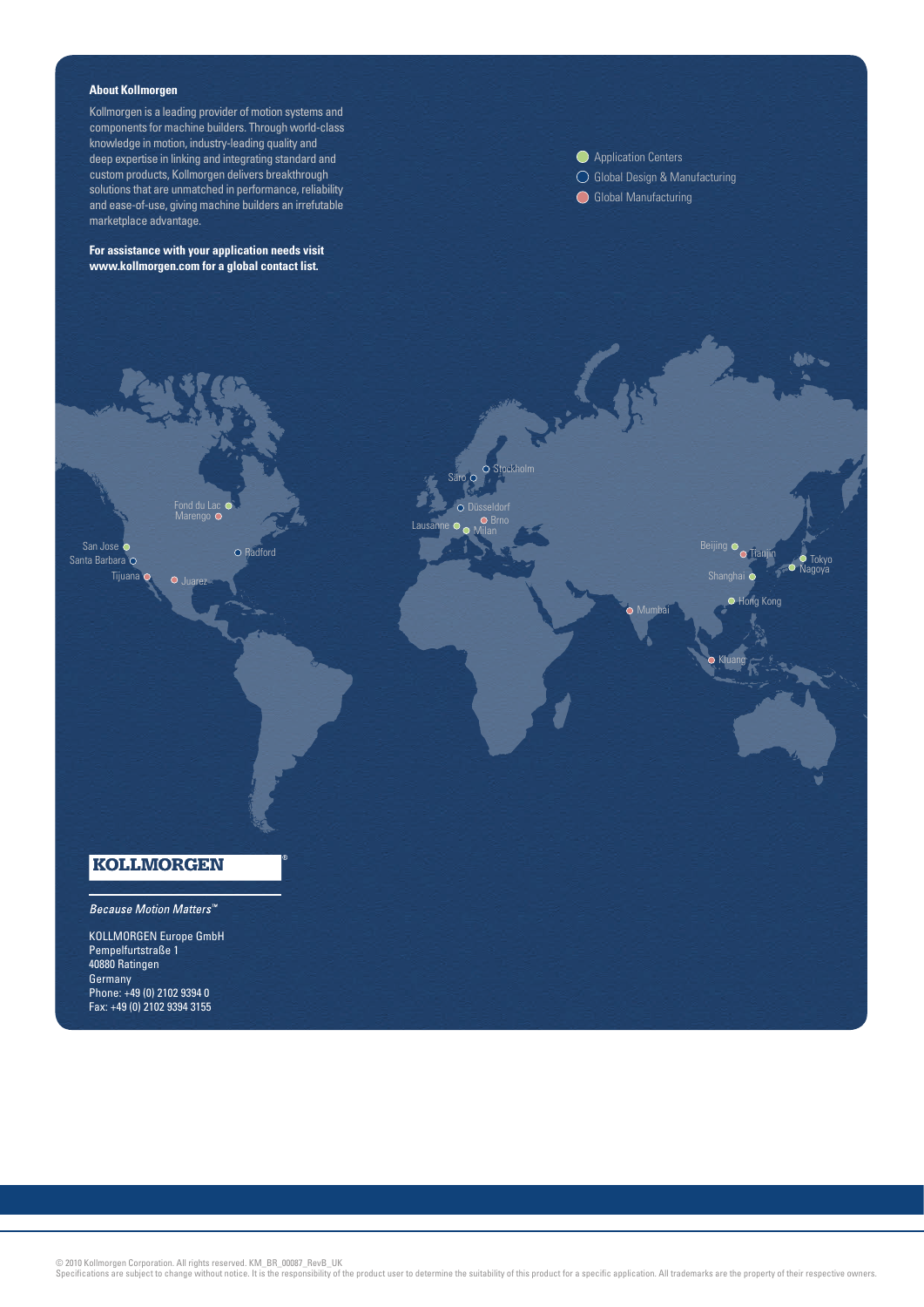**About Kollmorgen**

Kollmorgen is a leading provider of motion systems and components for machine builders. Through world-class knowledge in motion, industry-leading quality and deep expertise in linking and integrating standard and custom products, Kollmorgen delivers breakthrough solutions that are unmatched in performance, reliability and ease-of-use, giving machine builders an irrefutable marketplace advantage.

**For assistance with your application needs visit www.kollmorgen.com for a global contact list.**

Application Centers
Global Design & Manufacturing
Global Manufacturing

Fond du Lac
Marengo
San Jose
Santa Barbara
Radford
Tijuana
Juarez
Säro
Stockholm
Düsseldorf
Brno
Lausanne
Milan
Beijing
Tianjin
Tokyo
Nagoya
Shanghai
Hong Kong
Mumbai
Kluang

**KOLLMORGEN**®

*Because Motion Matters™*

KOLLMORGEN Europe GmbH
Pempelfurtstraße 1
40880 Ratingen
Germany
Phone: +49 (0) 2102 9394 0
Fax: +49 (0) 2102 9394 3155

© 2010 Kollmorgen Corporation. All rights reserved. KM_BR_00087_RevB_UK
Specifications are subject to change without notice. It is the responsibility of the product user to determine the suitability of this product for a specific application. All trademarks are the property of their respective owners.